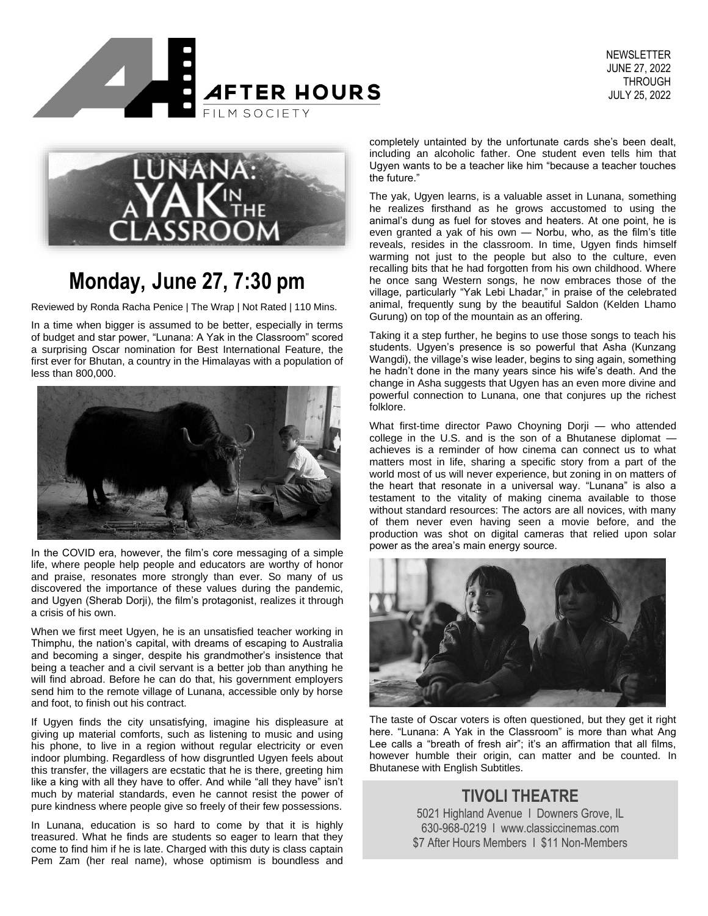AFTER HOURS FILM SOCIETY

NEWSLETTER
JUNE 27, 2022
THROUGH
JULY 25, 2022

# LUNANA: A YAK IN THE CLASSROOM

## Monday, June 27, 7:30 pm

Reviewed by Ronda Racha Penice | The Wrap | Not Rated | 110 Mins.

In a time when bigger is assumed to be better, especially in terms of budget and star power, "Lunana: A Yak in the Classroom" scored a surprising Oscar nomination for Best International Feature, the first ever for Bhutan, a country in the Himalayas with a population of less than 800,000.

In the COVID era, however, the film's core messaging of a simple life, where people help people and educators are worthy of honor and praise, resonates more strongly than ever. So many of us discovered the importance of these values during the pandemic, and Ugyen (Sherab Dorji), the film's protagonist, realizes it through a crisis of his own.

When we first meet Ugyen, he is an unsatisfied teacher working in Thimphu, the nation's capital, with dreams of escaping to Australia and becoming a singer, despite his grandmother's insistence that being a teacher and a civil servant is a better job than anything he will find abroad. Before he can do that, his government employers send him to the remote village of Lunana, accessible only by horse and foot, to finish out his contract.

If Ugyen finds the city unsatisfying, imagine his displeasure at giving up material comforts, such as listening to music and using his phone, to live in a region without regular electricity or even indoor plumbing. Regardless of how disgruntled Ugyen feels about this transfer, the villagers are ecstatic that he is there, greeting him like a king with all they have to offer. And while "all they have" isn't much by material standards, even he cannot resist the power of pure kindness where people give so freely of their few possessions.

In Lunana, education is so hard to come by that it is highly treasured. What he finds are students so eager to learn that they come to find him if he is late. Charged with this duty is class captain Pem Zam (her real name), whose optimism is boundless and completely untainted by the unfortunate cards she's been dealt, including an alcoholic father. One student even tells him that Ugyen wants to be a teacher like him "because a teacher touches the future."

The yak, Ugyen learns, is a valuable asset in Lunana, something he realizes firsthand as he grows accustomed to using the animal's dung as fuel for stoves and heaters. At one point, he is even granted a yak of his own — Norbu, who, as the film's title reveals, resides in the classroom. In time, Ugyen finds himself warming not just to the people but also to the culture, even recalling bits that he had forgotten from his own childhood. Where he once sang Western songs, he now embraces those of the village, particularly "Yak Lebi Lhadar," in praise of the celebrated animal, frequently sung by the beautiful Saldon (Kelden Lhamo Gurung) on top of the mountain as an offering.

Taking it a step further, he begins to use those songs to teach his students. Ugyen's presence is so powerful that Asha (Kunzang Wangdi), the village's wise leader, begins to sing again, something he hadn't done in the many years since his wife's death. And the change in Asha suggests that Ugyen has an even more divine and powerful connection to Lunana, one that conjures up the richest folklore.

What first-time director Pawo Choyning Dorji — who attended college in the U.S. and is the son of a Bhutanese diplomat — achieves is a reminder of how cinema can connect us to what matters most in life, sharing a specific story from a part of the world most of us will never experience, but zoning in on matters of the heart that resonate in a universal way. "Lunana" is also a testament to the vitality of making cinema available to those without standard resources: The actors are all novices, with many of them never even having seen a movie before, and the production was shot on digital cameras that relied upon solar power as the area's main energy source.

The taste of Oscar voters is often questioned, but they get it right here. "Lunana: A Yak in the Classroom" is more than what Ang Lee calls a "breath of fresh air"; it's an affirmation that all films, however humble their origin, can matter and be counted. In Bhutanese with English Subtitles.

## TIVOLI THEATRE

5021 Highland Avenue I Downers Grove, IL
630-968-0219 I www.classiccinemas.com
$7 After Hours Members I $11 Non-Members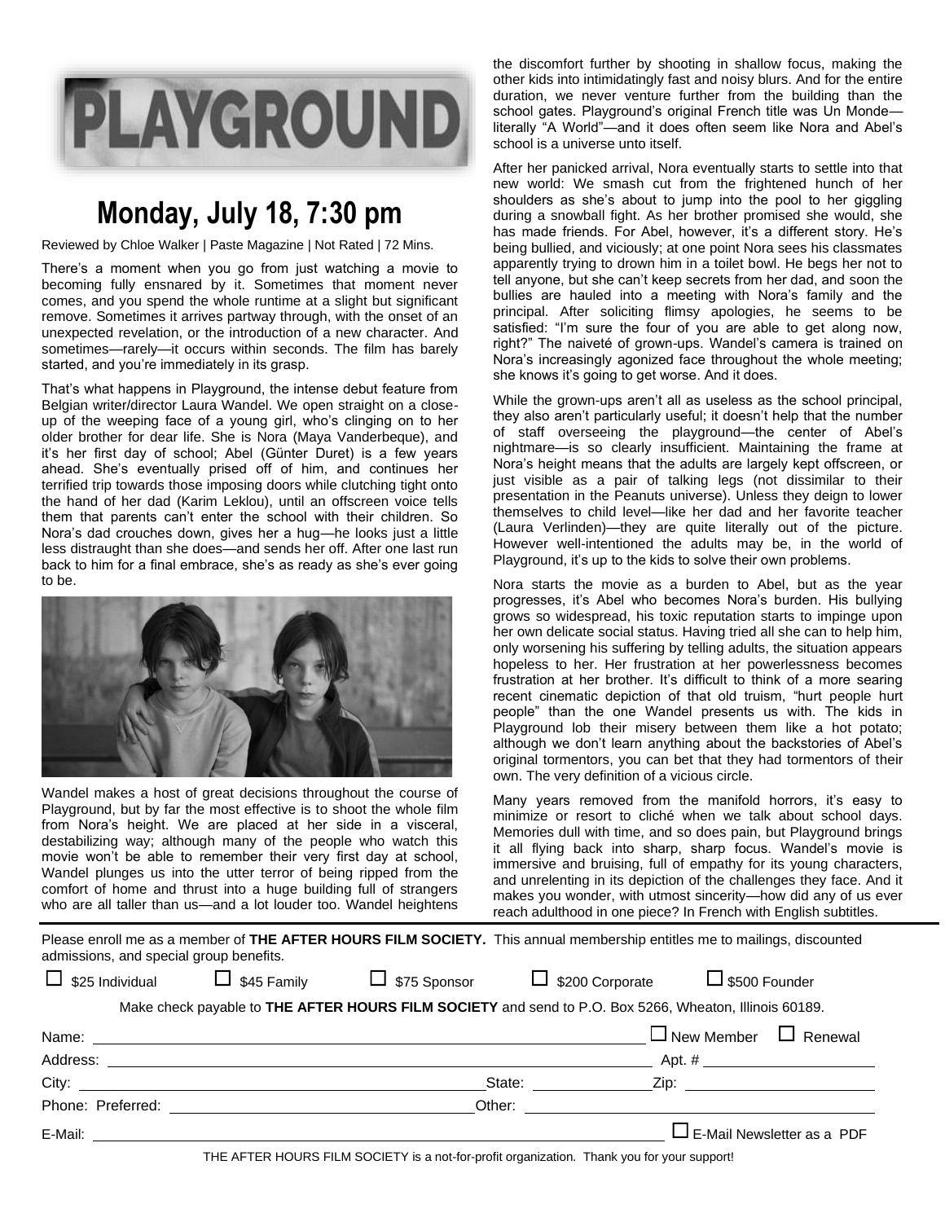# PLAYGROUND

## Monday, July 18, 7:30 pm

Reviewed by Chloe Walker | Paste Magazine | Not Rated | 72 Mins.

There's a moment when you go from just watching a movie to becoming fully ensnared by it. Sometimes that moment never comes, and you spend the whole runtime at a slight but significant remove. Sometimes it arrives partway through, with the onset of an unexpected revelation, or the introduction of a new character. And sometimes—rarely—it occurs within seconds. The film has barely started, and you're immediately in its grasp.

That's what happens in Playground, the intense debut feature from Belgian writer/director Laura Wandel. We open straight on a close-up of the weeping face of a young girl, who's clinging on to her older brother for dear life. She is Nora (Maya Vanderbeque), and it's her first day of school; Abel (Günter Duret) is a few years ahead. She's eventually prised off of him, and continues her terrified trip towards those imposing doors while clutching tight onto the hand of her dad (Karim Leklou), until an offscreen voice tells them that parents can't enter the school with their children. So Nora's dad crouches down, gives her a hug—he looks just a little less distraught than she does—and sends her off. After one last run back to him for a final embrace, she's as ready as she's ever going to be.

Wandel makes a host of great decisions throughout the course of Playground, but by far the most effective is to shoot the whole film from Nora's height. We are placed at her side in a visceral, destabilizing way; although many of the people who watch this movie won't be able to remember their very first day at school, Wandel plunges us into the utter terror of being ripped from the comfort of home and thrust into a huge building full of strangers who are all taller than us—and a lot louder too. Wandel heightens the discomfort further by shooting in shallow focus, making the other kids into intimidatingly fast and noisy blurs. And for the entire duration, we never venture further from the building than the school gates. Playground's original French title was Un Monde—literally "A World"—and it does often seem like Nora and Abel's school is a universe unto itself.

After her panicked arrival, Nora eventually starts to settle into that new world: We smash cut from the frightened hunch of her shoulders as she's about to jump into the pool to her giggling during a snowball fight. As her brother promised she would, she has made friends. For Abel, however, it's a different story. He's being bullied, and viciously; at one point Nora sees his classmates apparently trying to drown him in a toilet bowl. He begs her not to tell anyone, but she can't keep secrets from her dad, and soon the bullies are hauled into a meeting with Nora's family and the principal. After soliciting flimsy apologies, he seems to be satisfied: "I'm sure the four of you are able to get along now, right?" The naiveté of grown-ups. Wandel's camera is trained on Nora's increasingly agonized face throughout the whole meeting; she knows it's going to get worse. And it does.

While the grown-ups aren't all as useless as the school principal, they also aren't particularly useful; it doesn't help that the number of staff overseeing the playground—the center of Abel's nightmare—is so clearly insufficient. Maintaining the frame at Nora's height means that the adults are largely kept offscreen, or just visible as a pair of talking legs (not dissimilar to their presentation in the Peanuts universe). Unless they deign to lower themselves to child level—like her dad and her favorite teacher (Laura Verlinden)—they are quite literally out of the picture. However well-intentioned the adults may be, in the world of Playground, it's up to the kids to solve their own problems.

Nora starts the movie as a burden to Abel, but as the year progresses, it's Abel who becomes Nora's burden. His bullying grows so widespread, his toxic reputation starts to impinge upon her own delicate social status. Having tried all she can to help him, only worsening his suffering by telling adults, the situation appears hopeless to her. Her frustration at her powerlessness becomes frustration at her brother. It's difficult to think of a more searing recent cinematic depiction of that old truism, "hurt people hurt people" than the one Wandel presents us with. The kids in Playground lob their misery between them like a hot potato; although we don't learn anything about the backstories of Abel's original tormentors, you can bet that they had tormentors of their own. The very definition of a vicious circle.

Many years removed from the manifold horrors, it's easy to minimize or resort to cliché when we talk about school days. Memories dull with time, and so does pain, but Playground brings it all flying back into sharp, sharp focus. Wandel's movie is immersive and bruising, full of empathy for its young characters, and unrelenting in its depiction of the challenges they face. And it makes you wonder, with utmost sincerity—how did any of us ever reach adulthood in one piece? In French with English subtitles.

---

Please enroll me as a member of **THE AFTER HOURS FILM SOCIETY.** This annual membership entitles me to mailings, discounted admissions, and special group benefits.

☐ $25 Individual ☐ $45 Family ☐ $75 Sponsor ☐ $200 Corporate ☐ $500 Founder

Make check payable to **THE AFTER HOURS FILM SOCIETY** and send to P.O. Box 5266, Wheaton, Illinois 60189.

Name: ______________________ ☐ New Member ☐ Renewal

Address: ______________________ Apt. # __________

City: ______________________ State: __________ Zip: __________

Phone: Preferred: ______________________ Other: __________

E-Mail: ______________________ ☐ E-Mail Newsletter as a PDF

THE AFTER HOURS FILM SOCIETY is a not-for-profit organization. Thank you for your support!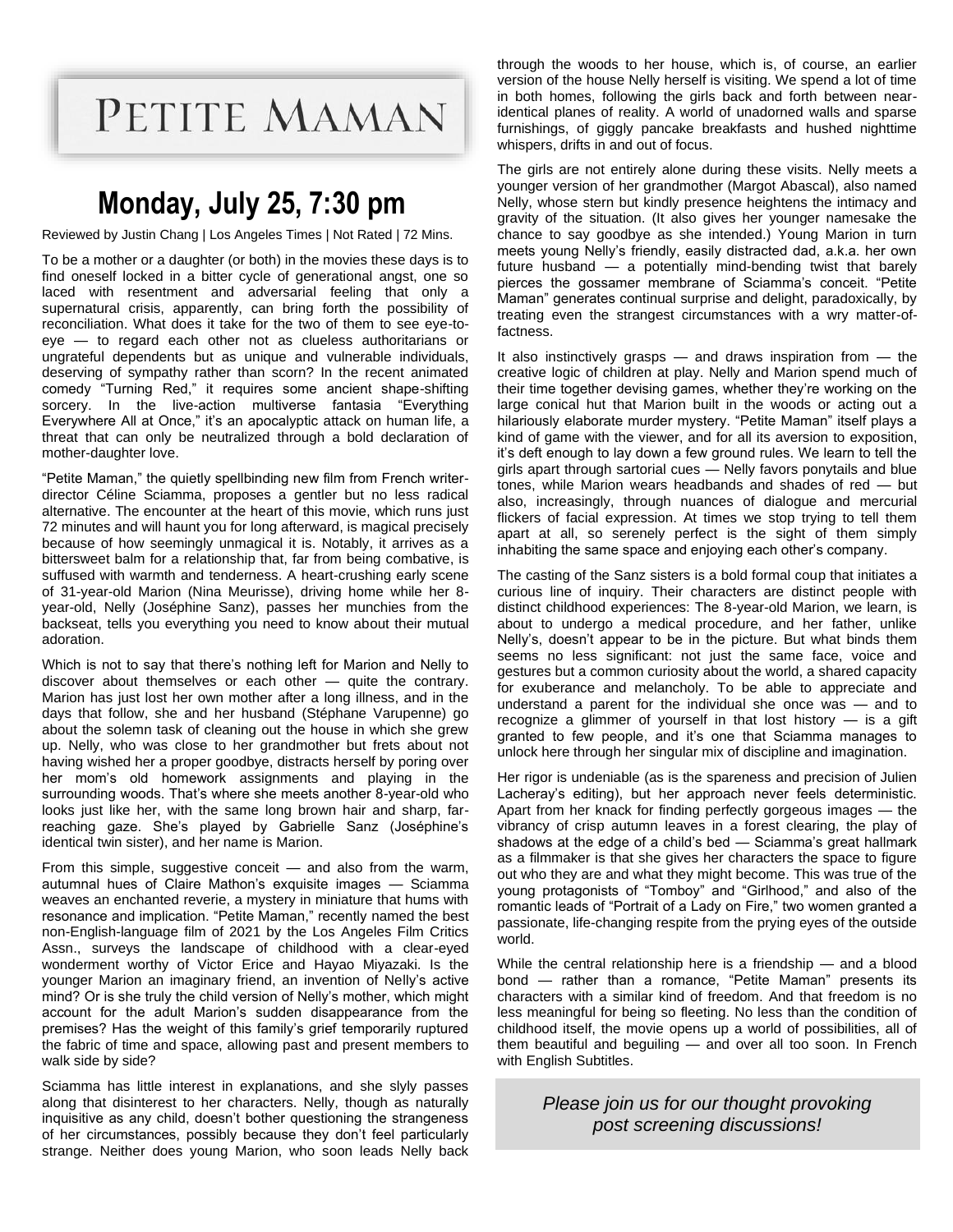# PETITE MAMAN

## Monday, July 25, 7:30 pm

Reviewed by Justin Chang | Los Angeles Times | Not Rated | 72 Mins.

To be a mother or a daughter (or both) in the movies these days is to find oneself locked in a bitter cycle of generational angst, one so laced with resentment and adversarial feeling that only a supernatural crisis, apparently, can bring forth the possibility of reconciliation. What does it take for the two of them to see eye-to-eye — to regard each other not as clueless authoritarians or ungrateful dependents but as unique and vulnerable individuals, deserving of sympathy rather than scorn? In the recent animated comedy "Turning Red," it requires some ancient shape-shifting sorcery. In the live-action multiverse fantasia "Everything Everywhere All at Once," it's an apocalyptic attack on human life, a threat that can only be neutralized through a bold declaration of mother-daughter love.

"Petite Maman," the quietly spellbinding new film from French writer-director Céline Sciamma, proposes a gentler but no less radical alternative. The encounter at the heart of this movie, which runs just 72 minutes and will haunt you for long afterward, is magical precisely because of how seemingly unmagical it is. Notably, it arrives as a bittersweet balm for a relationship that, far from being combative, is suffused with warmth and tenderness. A heart-crushing early scene of 31-year-old Marion (Nina Meurisse), driving home while her 8-year-old, Nelly (Joséphine Sanz), passes her munchies from the backseat, tells you everything you need to know about their mutual adoration.

Which is not to say that there's nothing left for Marion and Nelly to discover about themselves or each other — quite the contrary. Marion has just lost her own mother after a long illness, and in the days that follow, she and her husband (Stéphane Varupenne) go about the solemn task of cleaning out the house in which she grew up. Nelly, who was close to her grandmother but frets about not having wished her a proper goodbye, distracts herself by poring over her mom's old homework assignments and playing in the surrounding woods. That's where she meets another 8-year-old who looks just like her, with the same long brown hair and sharp, far-reaching gaze. She's played by Gabrielle Sanz (Joséphine's identical twin sister), and her name is Marion.

From this simple, suggestive conceit — and also from the warm, autumnal hues of Claire Mathon's exquisite images — Sciamma weaves an enchanted reverie, a mystery in miniature that hums with resonance and implication. "Petite Maman," recently named the best non-English-language film of 2021 by the Los Angeles Film Critics Assn., surveys the landscape of childhood with a clear-eyed wonderment worthy of Victor Erice and Hayao Miyazaki. Is the younger Marion an imaginary friend, an invention of Nelly's active mind? Or is she truly the child version of Nelly's mother, which might account for the adult Marion's sudden disappearance from the premises? Has the weight of this family's grief temporarily ruptured the fabric of time and space, allowing past and present members to walk side by side?

Sciamma has little interest in explanations, and she slyly passes along that disinterest to her characters. Nelly, though as naturally inquisitive as any child, doesn't bother questioning the strangeness of her circumstances, possibly because they don't feel particularly strange. Neither does young Marion, who soon leads Nelly back through the woods to her house, which is, of course, an earlier version of the house Nelly herself is visiting. We spend a lot of time in both homes, following the girls back and forth between near-identical planes of reality. A world of unadorned walls and sparse furnishings, of giggly pancake breakfasts and hushed nighttime whispers, drifts in and out of focus.

The girls are not entirely alone during these visits. Nelly meets a younger version of her grandmother (Margot Abascal), also named Nelly, whose stern but kindly presence heightens the intimacy and gravity of the situation. (It also gives her younger namesake the chance to say goodbye as she intended.) Young Marion in turn meets young Nelly's friendly, easily distracted dad, a.k.a. her own future husband — a potentially mind-bending twist that barely pierces the gossamer membrane of Sciamma's conceit. "Petite Maman" generates continual surprise and delight, paradoxically, by treating even the strangest circumstances with a wry matter-of-factness.

It also instinctively grasps — and draws inspiration from — the creative logic of children at play. Nelly and Marion spend much of their time together devising games, whether they're working on the large conical hut that Marion built in the woods or acting out a hilariously elaborate murder mystery. "Petite Maman" itself plays a kind of game with the viewer, and for all its aversion to exposition, it's deft enough to lay down a few ground rules. We learn to tell the girls apart through sartorial cues — Nelly favors ponytails and blue tones, while Marion wears headbands and shades of red — but also, increasingly, through nuances of dialogue and mercurial flickers of facial expression. At times we stop trying to tell them apart at all, so serenely perfect is the sight of them simply inhabiting the same space and enjoying each other's company.

The casting of the Sanz sisters is a bold formal coup that initiates a curious line of inquiry. Their characters are distinct people with distinct childhood experiences: The 8-year-old Marion, we learn, is about to undergo a medical procedure, and her father, unlike Nelly's, doesn't appear to be in the picture. But what binds them seems no less significant: not just the same face, voice and gestures but a common curiosity about the world, a shared capacity for exuberance and melancholy. To be able to appreciate and understand a parent for the individual she once was — and to recognize a glimmer of yourself in that lost history — is a gift granted to few people, and it's one that Sciamma manages to unlock here through her singular mix of discipline and imagination.

Her rigor is undeniable (as is the spareness and precision of Julien Lacheray's editing), but her approach never feels deterministic. Apart from her knack for finding perfectly gorgeous images — the vibrancy of crisp autumn leaves in a forest clearing, the play of shadows at the edge of a child's bed — Sciamma's great hallmark as a filmmaker is that she gives her characters the space to figure out who they are and what they might become. This was true of the young protagonists of "Tomboy" and "Girlhood," and also of the romantic leads of "Portrait of a Lady on Fire," two women granted a passionate, life-changing respite from the prying eyes of the outside world.

While the central relationship here is a friendship — and a blood bond — rather than a romance, "Petite Maman" presents its characters with a similar kind of freedom. And that freedom is no less meaningful for being so fleeting. No less than the condition of childhood itself, the movie opens up a world of possibilities, all of them beautiful and beguiling — and over all too soon. In French with English Subtitles.

*Please join us for our thought provoking post screening discussions!*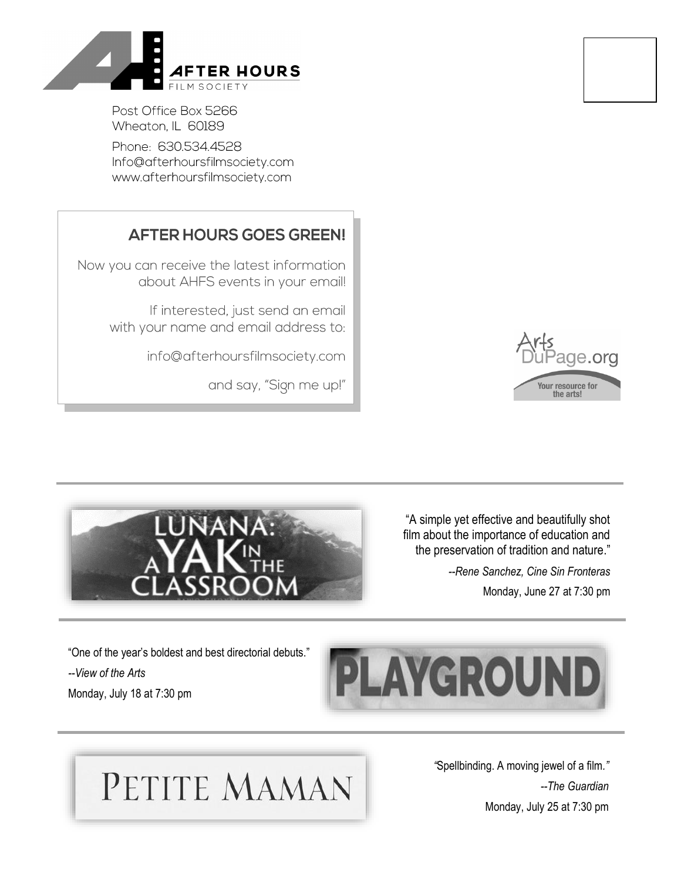AFTER HOURS FILM SOCIETY

Post Office Box 5266
Wheaton, IL 60189

Phone: 630.534.4528
Info@afterhoursfilmsociety.com
www.afterhoursfilmsociety.com

## AFTER HOURS GOES GREEN!

Now you can receive the latest information about AHFS events in your email!

If interested, just send an email with your name and email address to:

info@afterhoursfilmsociety.com

and say, "Sign me up!"

ArtsDuPage.org
Your resource for the arts!

---

**LUNANA: A YAK IN THE CLASSROOM**

"A simple yet effective and beautifully shot film about the importance of education and the preservation of tradition and nature."

*--Rene Sanchez, Cine Sin Fronteras*

Monday, June 27 at 7:30 pm

---

**PLAYGROUND**

"One of the year's boldest and best directorial debuts."

*--View of the Arts*

Monday, July 18 at 7:30 pm

---

**PETITE MAMAN**

"Spellbinding. A moving jewel of a film."

*--The Guardian*

Monday, July 25 at 7:30 pm